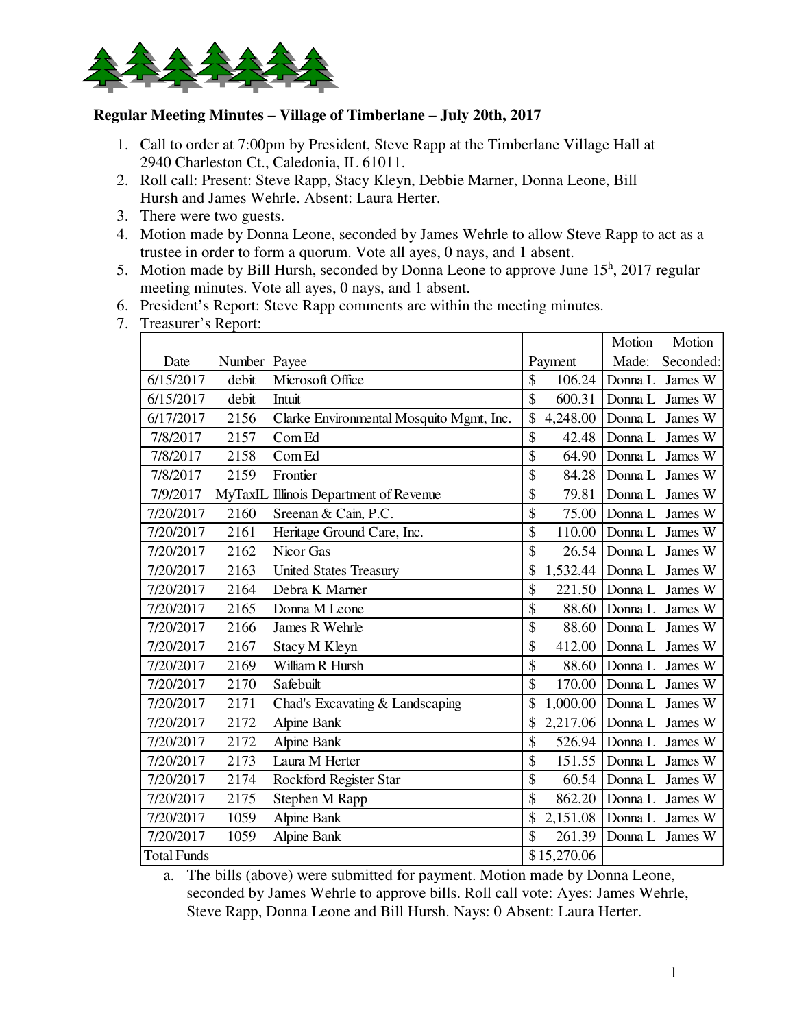**Regular Meeting Minutes – Village of Timberlane – July 20th, 2017**

1. Call to order at 7:00pm by President, Steve Rapp at the Timberlane Village Hall at 2940 Charleston Ct., Caledonia, IL 61011.
2. Roll call: Present: Steve Rapp, Stacy Kleyn, Debbie Marner, Donna Leone, Bill Hursh and James Wehrle. Absent: Laura Herter.
3. There were two guests.
4. Motion made by Donna Leone, seconded by James Wehrle to allow Steve Rapp to act as a trustee in order to form a quorum. Vote all ayes, 0 nays, and 1 absent.
5. Motion made by Bill Hursh, seconded by Donna Leone to approve June 15h, 2017 regular meeting minutes. Vote all ayes, 0 nays, and 1 absent.
6. President's Report: Steve Rapp comments are within the meeting minutes.
7. Treasurer's Report:

| Date | Number | Payee | Payment | Motion Made: | Motion Seconded: |
|---|---|---|---|---|---|
| 6/15/2017 | debit | Microsoft Office | $ 106.24 | Donna L | James W |
| 6/15/2017 | debit | Intuit | $ 600.31 | Donna L | James W |
| 6/17/2017 | 2156 | Clarke Environmental Mosquito Mgmt, Inc. | $ 4,248.00 | Donna L | James W |
| 7/8/2017 | 2157 | Com Ed | $ 42.48 | Donna L | James W |
| 7/8/2017 | 2158 | Com Ed | $ 64.90 | Donna L | James W |
| 7/8/2017 | 2159 | Frontier | $ 84.28 | Donna L | James W |
| 7/9/2017 | MyTaxIL | Illinois Department of Revenue | $ 79.81 | Donna L | James W |
| 7/20/2017 | 2160 | Sreenan & Cain, P.C. | $ 75.00 | Donna L | James W |
| 7/20/2017 | 2161 | Heritage Ground Care, Inc. | $ 110.00 | Donna L | James W |
| 7/20/2017 | 2162 | Nicor Gas | $ 26.54 | Donna L | James W |
| 7/20/2017 | 2163 | United States Treasury | $ 1,532.44 | Donna L | James W |
| 7/20/2017 | 2164 | Debra K Marner | $ 221.50 | Donna L | James W |
| 7/20/2017 | 2165 | Donna M Leone | $ 88.60 | Donna L | James W |
| 7/20/2017 | 2166 | James R Wehrle | $ 88.60 | Donna L | James W |
| 7/20/2017 | 2167 | Stacy M Kleyn | $ 412.00 | Donna L | James W |
| 7/20/2017 | 2169 | William R Hursh | $ 88.60 | Donna L | James W |
| 7/20/2017 | 2170 | Safebuilt | $ 170.00 | Donna L | James W |
| 7/20/2017 | 2171 | Chad's Excavating & Landscaping | $ 1,000.00 | Donna L | James W |
| 7/20/2017 | 2172 | Alpine Bank | $ 2,217.06 | Donna L | James W |
| 7/20/2017 | 2172 | Alpine Bank | $ 526.94 | Donna L | James W |
| 7/20/2017 | 2173 | Laura M Herter | $ 151.55 | Donna L | James W |
| 7/20/2017 | 2174 | Rockford Register Star | $ 60.54 | Donna L | James W |
| 7/20/2017 | 2175 | Stephen M Rapp | $ 862.20 | Donna L | James W |
| 7/20/2017 | 1059 | Alpine Bank | $ 2,151.08 | Donna L | James W |
| 7/20/2017 | 1059 | Alpine Bank | $ 261.39 | Donna L | James W |
| Total Funds | | | $15,270.06 | | |

   a. The bills (above) were submitted for payment. Motion made by Donna Leone, seconded by James Wehrle to approve bills. Roll call vote: Ayes: James Wehrle, Steve Rapp, Donna Leone and Bill Hursh. Nays: 0 Absent: Laura Herter.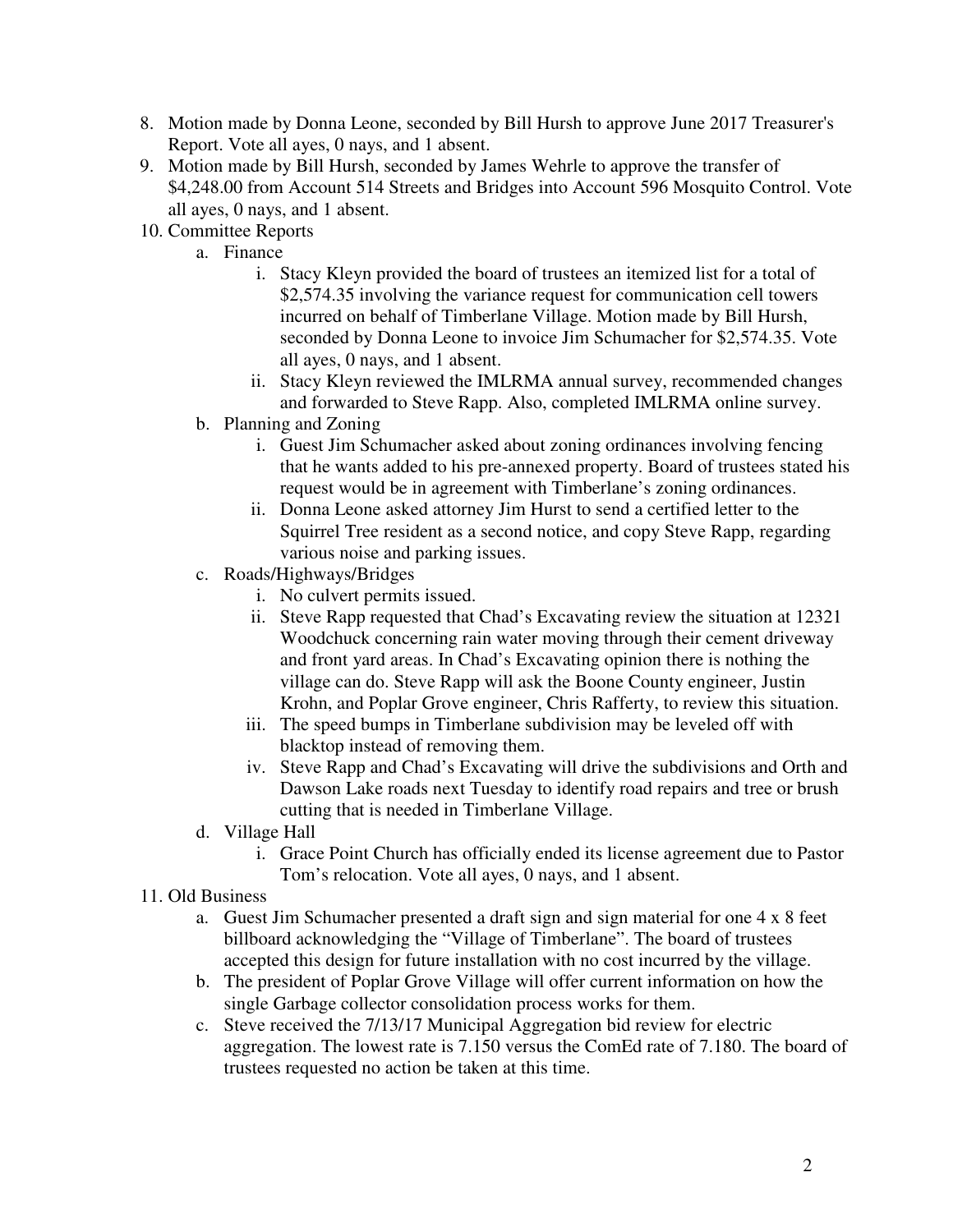8. Motion made by Donna Leone, seconded by Bill Hursh to approve June 2017 Treasurer's Report. Vote all ayes, 0 nays, and 1 absent.
9. Motion made by Bill Hursh, seconded by James Wehrle to approve the transfer of $4,248.00 from Account 514 Streets and Bridges into Account 596 Mosquito Control. Vote all ayes, 0 nays, and 1 absent.
10. Committee Reports
    a. Finance
        i. Stacy Kleyn provided the board of trustees an itemized list for a total of $2,574.35 involving the variance request for communication cell towers incurred on behalf of Timberlane Village. Motion made by Bill Hursh, seconded by Donna Leone to invoice Jim Schumacher for $2,574.35. Vote all ayes, 0 nays, and 1 absent.
        ii. Stacy Kleyn reviewed the IMLRMA annual survey, recommended changes and forwarded to Steve Rapp. Also, completed IMLRMA online survey.
    b. Planning and Zoning
        i. Guest Jim Schumacher asked about zoning ordinances involving fencing that he wants added to his pre-annexed property. Board of trustees stated his request would be in agreement with Timberlane's zoning ordinances.
        ii. Donna Leone asked attorney Jim Hurst to send a certified letter to the Squirrel Tree resident as a second notice, and copy Steve Rapp, regarding various noise and parking issues.
    c. Roads/Highways/Bridges
        i. No culvert permits issued.
        ii. Steve Rapp requested that Chad's Excavating review the situation at 12321 Woodchuck concerning rain water moving through their cement driveway and front yard areas. In Chad's Excavating opinion there is nothing the village can do. Steve Rapp will ask the Boone County engineer, Justin Krohn, and Poplar Grove engineer, Chris Rafferty, to review this situation.
        iii. The speed bumps in Timberlane subdivision may be leveled off with blacktop instead of removing them.
        iv. Steve Rapp and Chad's Excavating will drive the subdivisions and Orth and Dawson Lake roads next Tuesday to identify road repairs and tree or brush cutting that is needed in Timberlane Village.
    d. Village Hall
        i. Grace Point Church has officially ended its license agreement due to Pastor Tom's relocation. Vote all ayes, 0 nays, and 1 absent.
11. Old Business
    a. Guest Jim Schumacher presented a draft sign and sign material for one 4 x 8 feet billboard acknowledging the "Village of Timberlane". The board of trustees accepted this design for future installation with no cost incurred by the village.
    b. The president of Poplar Grove Village will offer current information on how the single Garbage collector consolidation process works for them.
    c. Steve received the 7/13/17 Municipal Aggregation bid review for electric aggregation. The lowest rate is 7.150 versus the ComEd rate of 7.180. The board of trustees requested no action be taken at this time.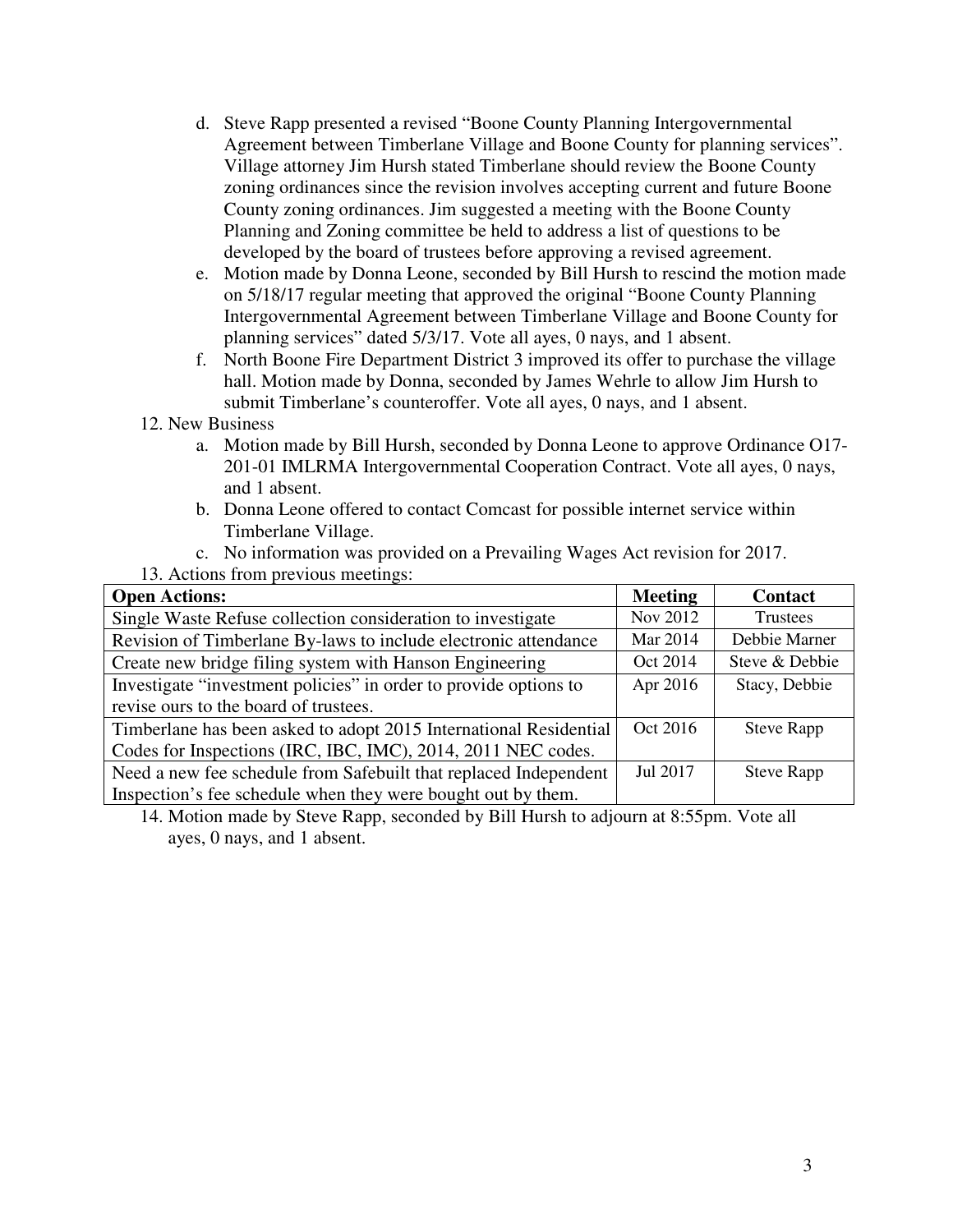d. Steve Rapp presented a revised "Boone County Planning Intergovernmental Agreement between Timberlane Village and Boone County for planning services". Village attorney Jim Hursh stated Timberlane should review the Boone County zoning ordinances since the revision involves accepting current and future Boone County zoning ordinances. Jim suggested a meeting with the Boone County Planning and Zoning committee be held to address a list of questions to be developed by the board of trustees before approving a revised agreement.

e. Motion made by Donna Leone, seconded by Bill Hursh to rescind the motion made on 5/18/17 regular meeting that approved the original "Boone County Planning Intergovernmental Agreement between Timberlane Village and Boone County for planning services" dated 5/3/17. Vote all ayes, 0 nays, and 1 absent.

f. North Boone Fire Department District 3 improved its offer to purchase the village hall. Motion made by Donna, seconded by James Wehrle to allow Jim Hursh to submit Timberlane's counteroffer. Vote all ayes, 0 nays, and 1 absent.

12. New Business

a. Motion made by Bill Hursh, seconded by Donna Leone to approve Ordinance O17-201-01 IMLRMA Intergovernmental Cooperation Contract. Vote all ayes, 0 nays, and 1 absent.

b. Donna Leone offered to contact Comcast for possible internet service within Timberlane Village.

c. No information was provided on a Prevailing Wages Act revision for 2017.

13. Actions from previous meetings:

| **Open Actions:** | **Meeting** | **Contact** |
|---|---|---|
| Single Waste Refuse collection consideration to investigate | Nov 2012 | Trustees |
| Revision of Timberlane By-laws to include electronic attendance | Mar 2014 | Debbie Marner |
| Create new bridge filing system with Hanson Engineering | Oct 2014 | Steve & Debbie |
| Investigate "investment policies" in order to provide options to revise ours to the board of trustees. | Apr 2016 | Stacy, Debbie |
| Timberlane has been asked to adopt 2015 International Residential Codes for Inspections (IRC, IBC, IMC), 2014, 2011 NEC codes. | Oct 2016 | Steve Rapp |
| Need a new fee schedule from Safebuilt that replaced Independent Inspection's fee schedule when they were bought out by them. | Jul 2017 | Steve Rapp |

14. Motion made by Steve Rapp, seconded by Bill Hursh to adjourn at 8:55pm. Vote all ayes, 0 nays, and 1 absent.